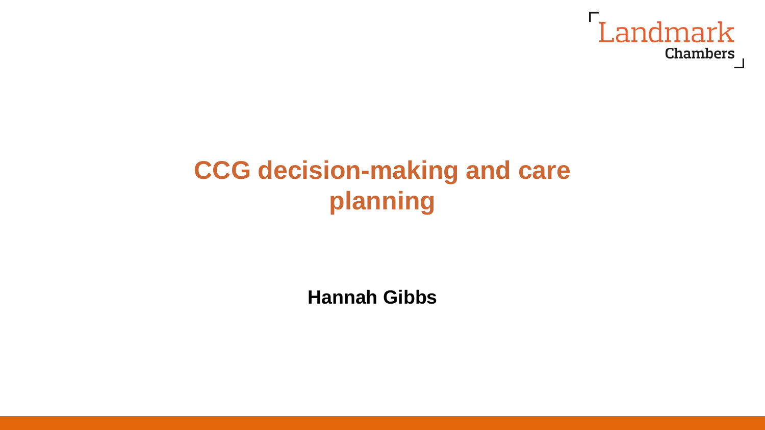Landmark Chambers

# CCG decision-making and care planning

**Hannah Gibbs**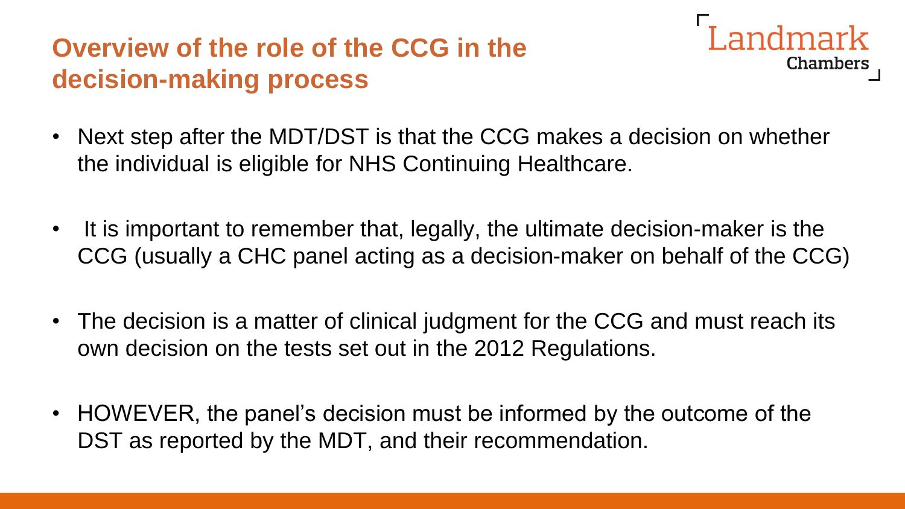## Overview of the role of the CCG in the decision-making process

- Next step after the MDT/DST is that the CCG makes a decision on whether the individual is eligible for NHS Continuing Healthcare.
- It is important to remember that, legally, the ultimate decision-maker is the CCG (usually a CHC panel acting as a decision-maker on behalf of the CCG)
- The decision is a matter of clinical judgment for the CCG and must reach its own decision on the tests set out in the 2012 Regulations.
- HOWEVER, the panel's decision must be informed by the outcome of the DST as reported by the MDT, and their recommendation.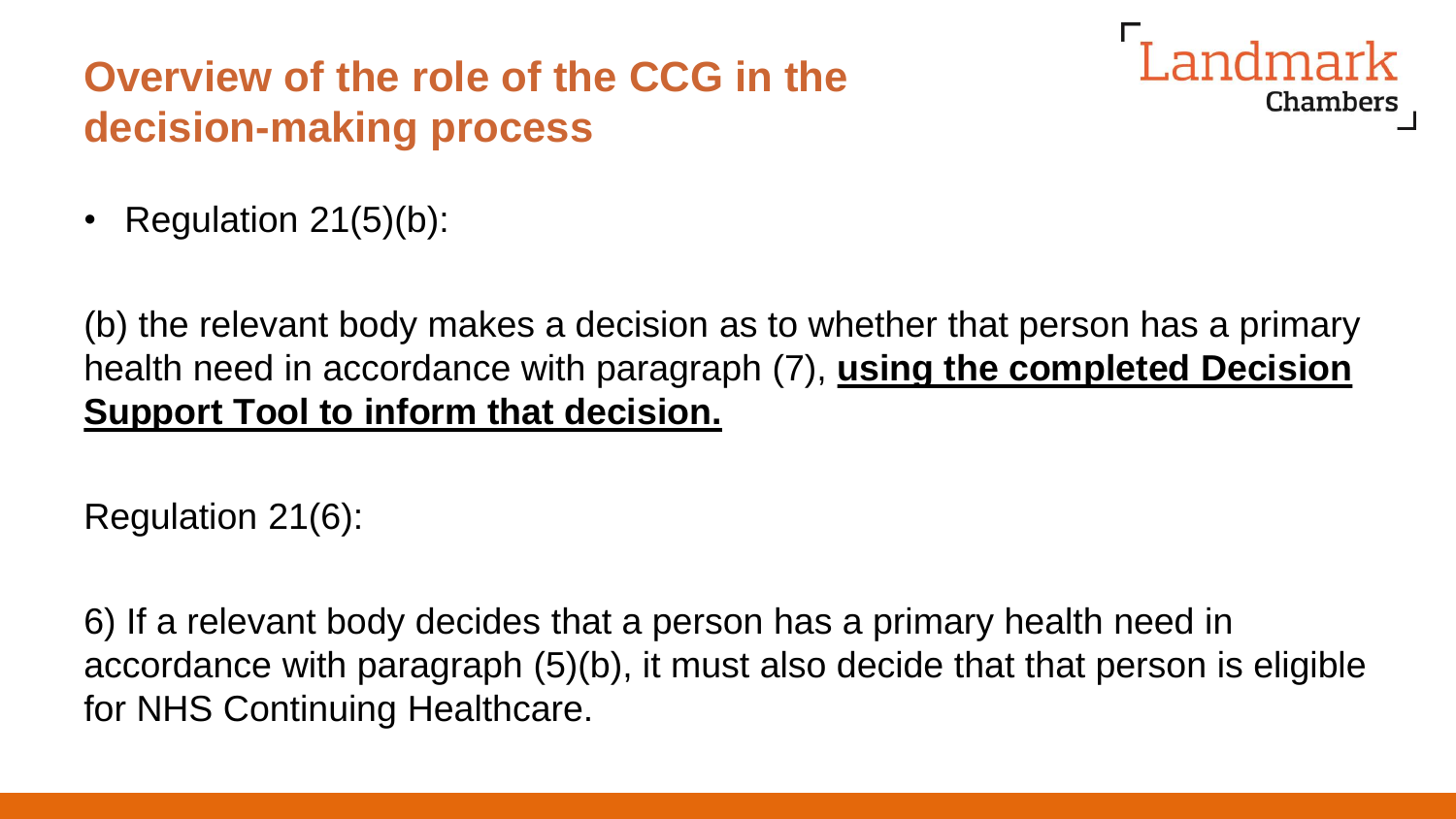# Overview of the role of the CCG in the decision-making process

- Regulation 21(5)(b):

(b) the relevant body makes a decision as to whether that person has a primary health need in accordance with paragraph (7), **using the completed Decision Support Tool to inform that decision.**

Regulation 21(6):

6) If a relevant body decides that a person has a primary health need in accordance with paragraph (5)(b), it must also decide that that person is eligible for NHS Continuing Healthcare.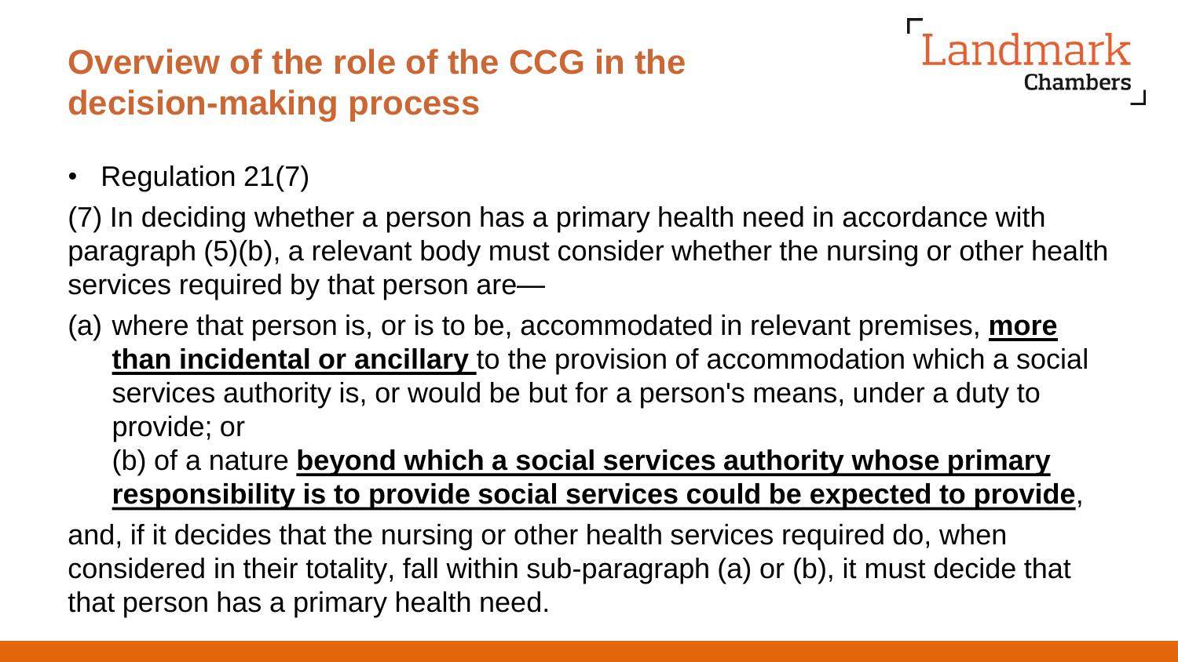# Overview of the role of the CCG in the decision-making process

- Regulation 21(7)

(7) In deciding whether a person has a primary health need in accordance with paragraph (5)(b), a relevant body must consider whether the nursing or other health services required by that person are—

(a) where that person is, or is to be, accommodated in relevant premises, **more than incidental or ancillary** to the provision of accommodation which a social services authority is, or would be but for a person's means, under a duty to provide; or

(b) of a nature **beyond which a social services authority whose primary responsibility is to provide social services could be expected to provide**,

and, if it decides that the nursing or other health services required do, when considered in their totality, fall within sub-paragraph (a) or (b), it must decide that that person has a primary health need.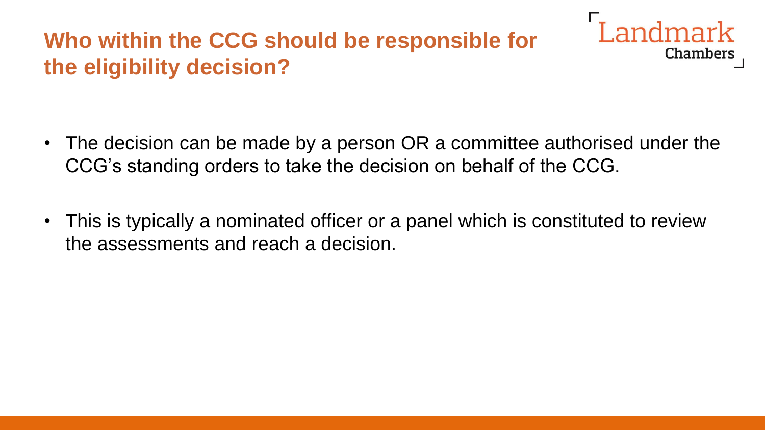# Who within the CCG should be responsible for the eligibility decision?

- The decision can be made by a person OR a committee authorised under the CCG's standing orders to take the decision on behalf of the CCG.

- This is typically a nominated officer or a panel which is constituted to review the assessments and reach a decision.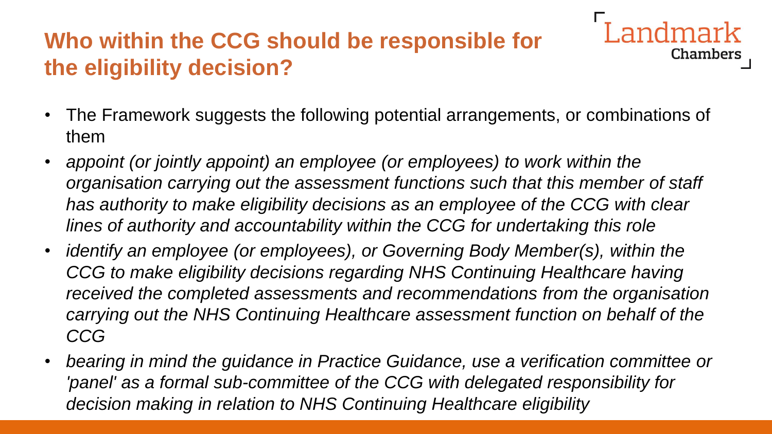## Who within the CCG should be responsible for the eligibility decision?

- The Framework suggests the following potential arrangements, or combinations of them
- *appoint (or jointly appoint) an employee (or employees) to work within the organisation carrying out the assessment functions such that this member of staff has authority to make eligibility decisions as an employee of the CCG with clear lines of authority and accountability within the CCG for undertaking this role*
- *identify an employee (or employees), or Governing Body Member(s), within the CCG to make eligibility decisions regarding NHS Continuing Healthcare having received the completed assessments and recommendations from the organisation carrying out the NHS Continuing Healthcare assessment function on behalf of the CCG*
- *bearing in mind the guidance in Practice Guidance, use a verification committee or 'panel' as a formal sub-committee of the CCG with delegated responsibility for decision making in relation to NHS Continuing Healthcare eligibility*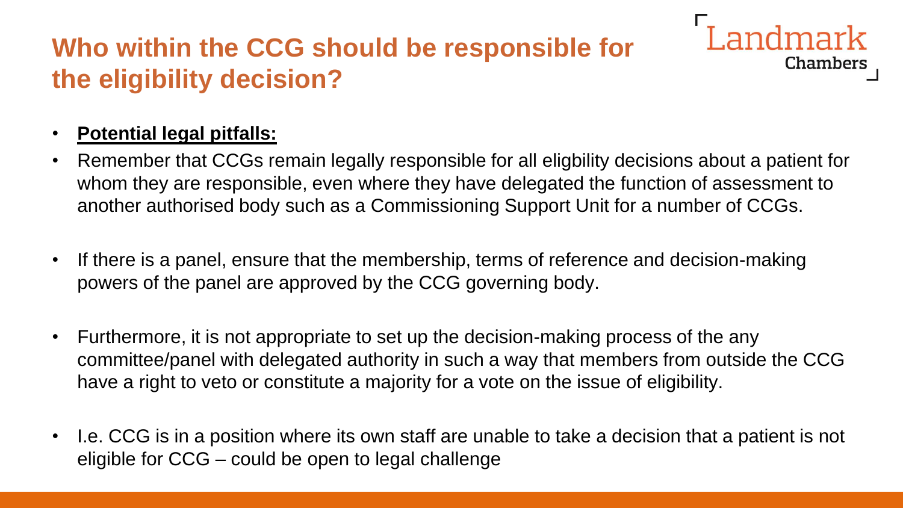# Who within the CCG should be responsible for the eligibility decision?

- **Potential legal pitfalls:**
- Remember that CCGs remain legally responsible for all eligbility decisions about a patient for whom they are responsible, even where they have delegated the function of assessment to another authorised body such as a Commissioning Support Unit for a number of CCGs.
- If there is a panel, ensure that the membership, terms of reference and decision-making powers of the panel are approved by the CCG governing body.
- Furthermore, it is not appropriate to set up the decision-making process of the any committee/panel with delegated authority in such a way that members from outside the CCG have a right to veto or constitute a majority for a vote on the issue of eligibility.
- I.e. CCG is in a position where its own staff are unable to take a decision that a patient is not eligible for CCG – could be open to legal challenge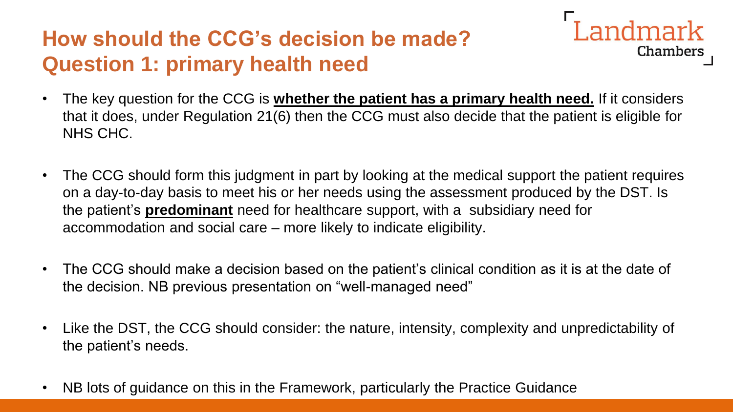# How should the CCG's decision be made?
# Question 1: primary health need

- The key question for the CCG is **whether the patient has a primary health need.** If it considers that it does, under Regulation 21(6) then the CCG must also decide that the patient is eligible for NHS CHC.

- The CCG should form this judgment in part by looking at the medical support the patient requires on a day-to-day basis to meet his or her needs using the assessment produced by the DST. Is the patient's **predominant** need for healthcare support, with a subsidiary need for accommodation and social care – more likely to indicate eligibility.

- The CCG should make a decision based on the patient's clinical condition as it is at the date of the decision. NB previous presentation on "well-managed need"

- Like the DST, the CCG should consider: the nature, intensity, complexity and unpredictability of the patient's needs.

- NB lots of guidance on this in the Framework, particularly the Practice Guidance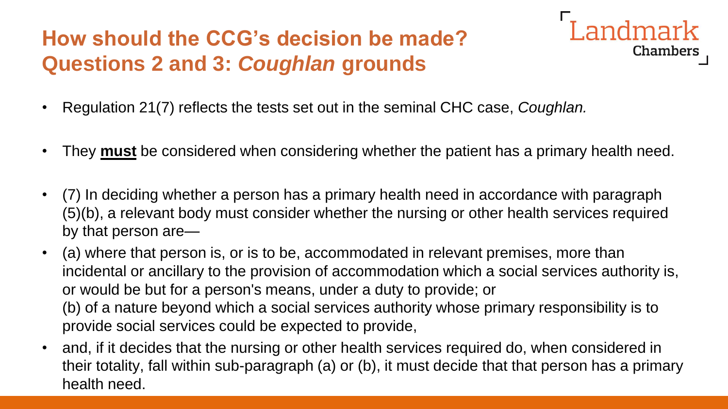# How should the CCG's decision be made?
# Questions 2 and 3: *Coughlan* grounds

- Regulation 21(7) reflects the tests set out in the seminal CHC case, *Coughlan.*
- They **must** be considered when considering whether the patient has a primary health need.
- (7) In deciding whether a person has a primary health need in accordance with paragraph (5)(b), a relevant body must consider whether the nursing or other health services required by that person are—
- (a) where that person is, or is to be, accommodated in relevant premises, more than incidental or ancillary to the provision of accommodation which a social services authority is, or would be but for a person's means, under a duty to provide; or
  (b) of a nature beyond which a social services authority whose primary responsibility is to provide social services could be expected to provide,
- and, if it decides that the nursing or other health services required do, when considered in their totality, fall within sub-paragraph (a) or (b), it must decide that that person has a primary health need.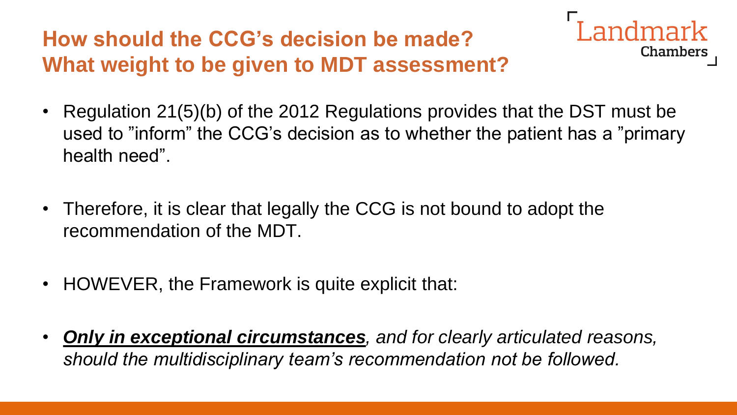## How should the CCG's decision be made? What weight to be given to MDT assessment?

- Regulation 21(5)(b) of the 2012 Regulations provides that the DST must be used to "inform" the CCG's decision as to whether the patient has a "primary health need".
- Therefore, it is clear that legally the CCG is not bound to adopt the recommendation of the MDT.
- HOWEVER, the Framework is quite explicit that:
- ***Only in exceptional circumstances****, and for clearly articulated reasons, should the multidisciplinary team's recommendation not be followed.*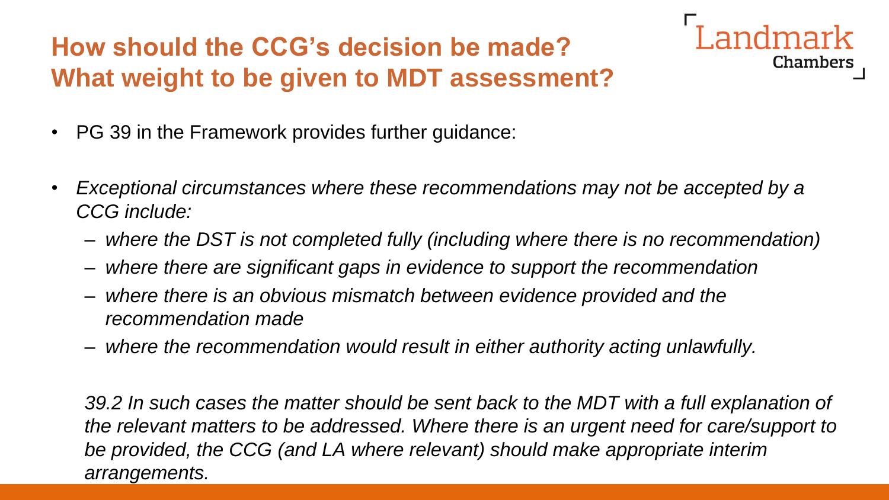## How should the CCG's decision be made?
## What weight to be given to MDT assessment?

- PG 39 in the Framework provides further guidance:
- *Exceptional circumstances where these recommendations may not be accepted by a CCG include:*
  - *where the DST is not completed fully (including where there is no recommendation)*
  - *where there are significant gaps in evidence to support the recommendation*
  - *where there is an obvious mismatch between evidence provided and the recommendation made*
  - *where the recommendation would result in either authority acting unlawfully.*

  *39.2 In such cases the matter should be sent back to the MDT with a full explanation of the relevant matters to be addressed. Where there is an urgent need for care/support to be provided, the CCG (and LA where relevant) should make appropriate interim arrangements.*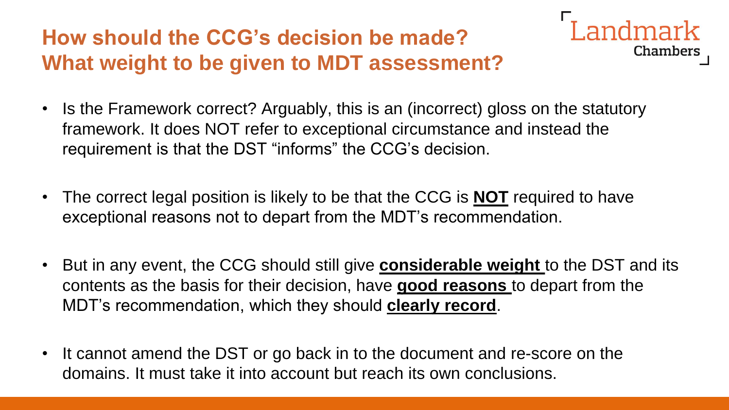# How should the CCG's decision be made? What weight to be given to MDT assessment?

- Is the Framework correct? Arguably, this is an (incorrect) gloss on the statutory framework. It does NOT refer to exceptional circumstance and instead the requirement is that the DST "informs" the CCG's decision.

- The correct legal position is likely to be that the CCG is **NOT** required to have exceptional reasons not to depart from the MDT's recommendation.

- But in any event, the CCG should still give **considerable weight** to the DST and its contents as the basis for their decision, have **good reasons** to depart from the MDT's recommendation, which they should **clearly record**.

- It cannot amend the DST or go back in to the document and re-score on the domains. It must take it into account but reach its own conclusions.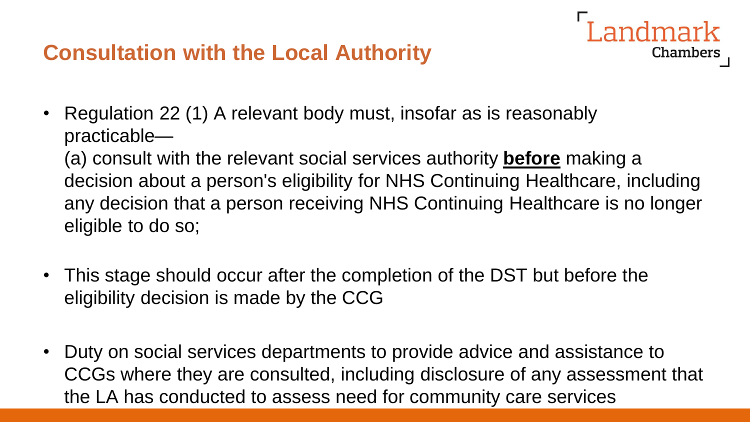# Consultation with the Local Authority

- Regulation 22 (1) A relevant body must, insofar as is reasonably practicable—

  (a) consult with the relevant social services authority **before** making a decision about a person's eligibility for NHS Continuing Healthcare, including any decision that a person receiving NHS Continuing Healthcare is no longer eligible to do so;

- This stage should occur after the completion of the DST but before the eligibility decision is made by the CCG

- Duty on social services departments to provide advice and assistance to CCGs where they are consulted, including disclosure of any assessment that the LA has conducted to assess need for community care services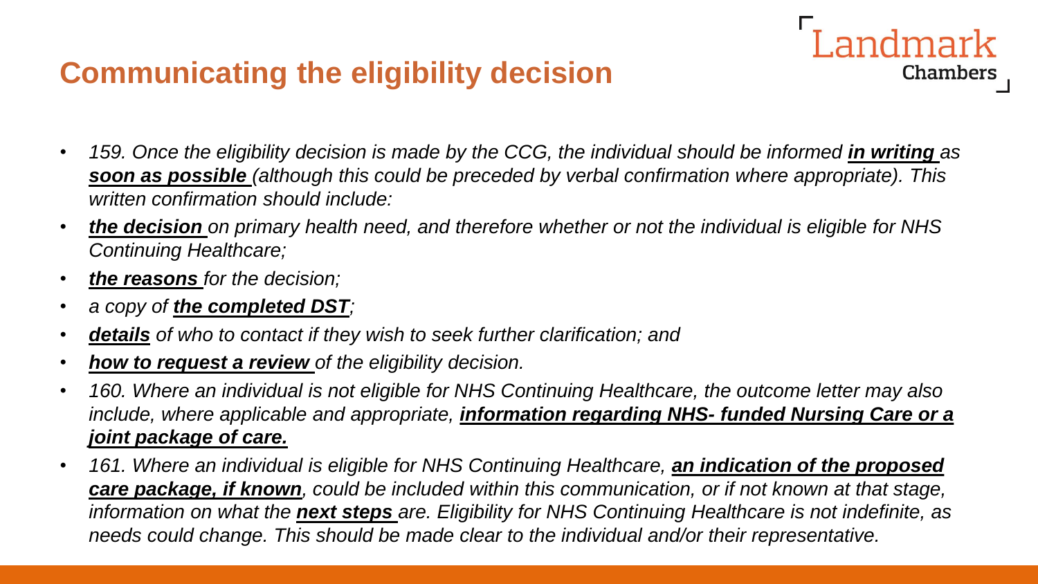## Communicating the eligibility decision

- *159. Once the eligibility decision is made by the CCG, the individual should be informed **in writing** as **soon as possible** (although this could be preceded by verbal confirmation where appropriate). This written confirmation should include:*
- ***the decision** on primary health need, and therefore whether or not the individual is eligible for NHS Continuing Healthcare;*
- ***the reasons** for the decision;*
- *a copy of **the completed DST**;*
- ***details** of who to contact if they wish to seek further clarification; and*
- ***how to request a review** of the eligibility decision.*
- *160. Where an individual is not eligible for NHS Continuing Healthcare, the outcome letter may also include, where applicable and appropriate, **information regarding NHS- funded Nursing Care or a joint package of care.***
- *161. Where an individual is eligible for NHS Continuing Healthcare, **an indication of the proposed care package, if known**, could be included within this communication, or if not known at that stage, information on what the **next steps** are. Eligibility for NHS Continuing Healthcare is not indefinite, as needs could change. This should be made clear to the individual and/or their representative.*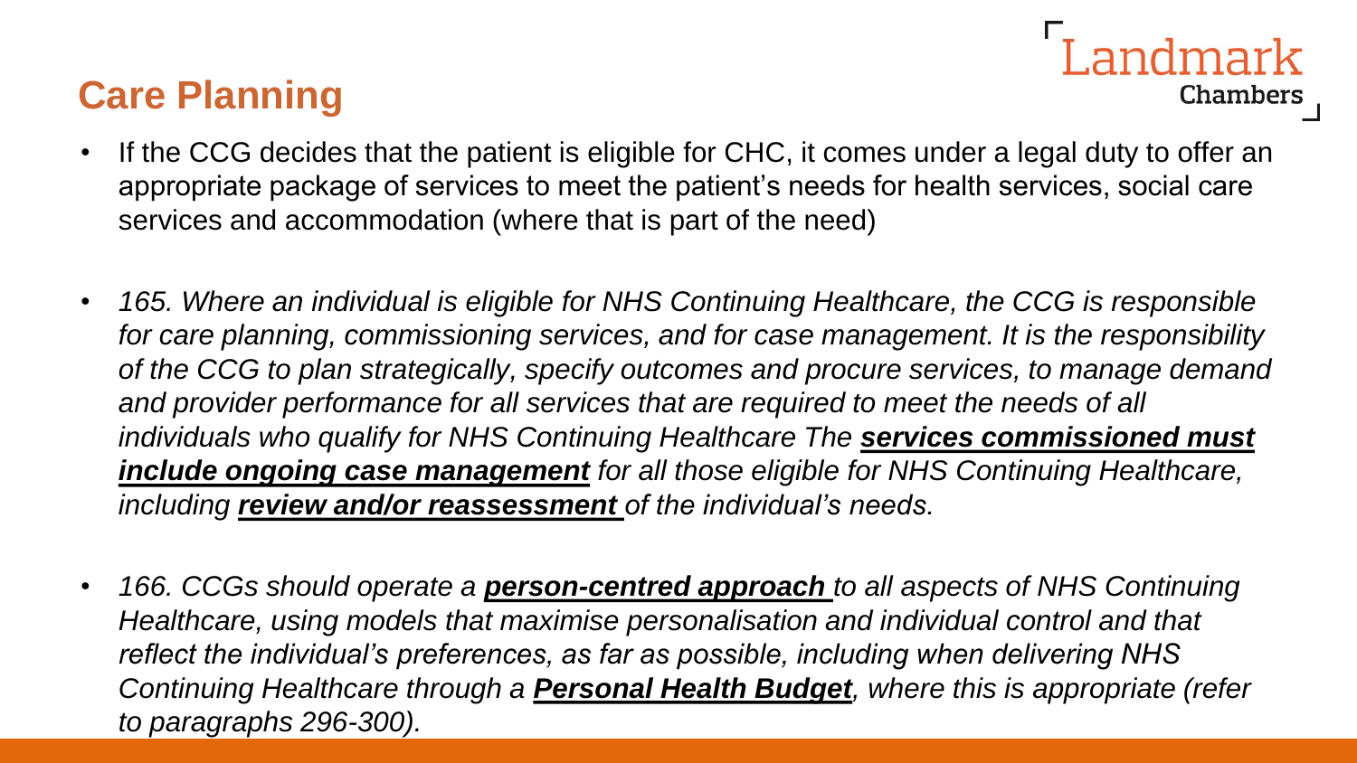## Care Planning

- If the CCG decides that the patient is eligible for CHC, it comes under a legal duty to offer an appropriate package of services to meet the patient's needs for health services, social care services and accommodation (where that is part of the need)

- *165. Where an individual is eligible for NHS Continuing Healthcare, the CCG is responsible for care planning, commissioning services, and for case management. It is the responsibility of the CCG to plan strategically, specify outcomes and procure services, to manage demand and provider performance for all services that are required to meet the needs of all individuals who qualify for NHS Continuing Healthcare The* ***services commissioned must include ongoing case management*** *for all those eligible for NHS Continuing Healthcare, including* ***review and/or reassessment*** *of the individual's needs.*

- *166. CCGs should operate a* ***person-centred approach*** *to all aspects of NHS Continuing Healthcare, using models that maximise personalisation and individual control and that reflect the individual's preferences, as far as possible, including when delivering NHS Continuing Healthcare through a* ***Personal Health Budget****, where this is appropriate (refer to paragraphs 296-300).*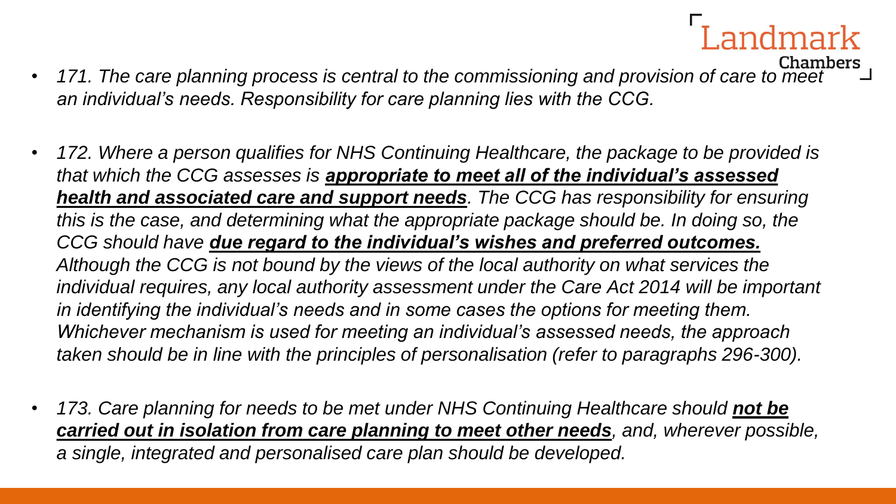- *171. The care planning process is central to the commissioning and provision of care to meet an individual's needs. Responsibility for care planning lies with the CCG.*

- *172. Where a person qualifies for NHS Continuing Healthcare, the package to be provided is that which the CCG assesses is* ***<u>appropriate to meet all of the individual's assessed health and associated care and support needs</u>****. The CCG has responsibility for ensuring this is the case, and determining what the appropriate package should be. In doing so, the CCG should have* ***<u>due regard to the individual's wishes and preferred outcomes.</u>*** *Although the CCG is not bound by the views of the local authority on what services the individual requires, any local authority assessment under the Care Act 2014 will be important in identifying the individual's needs and in some cases the options for meeting them. Whichever mechanism is used for meeting an individual's assessed needs, the approach taken should be in line with the principles of personalisation (refer to paragraphs 296-300).*

- *173. Care planning for needs to be met under NHS Continuing Healthcare should* ***<u>not be carried out in isolation from care planning to meet other needs</u>****, and, wherever possible, a single, integrated and personalised care plan should be developed.*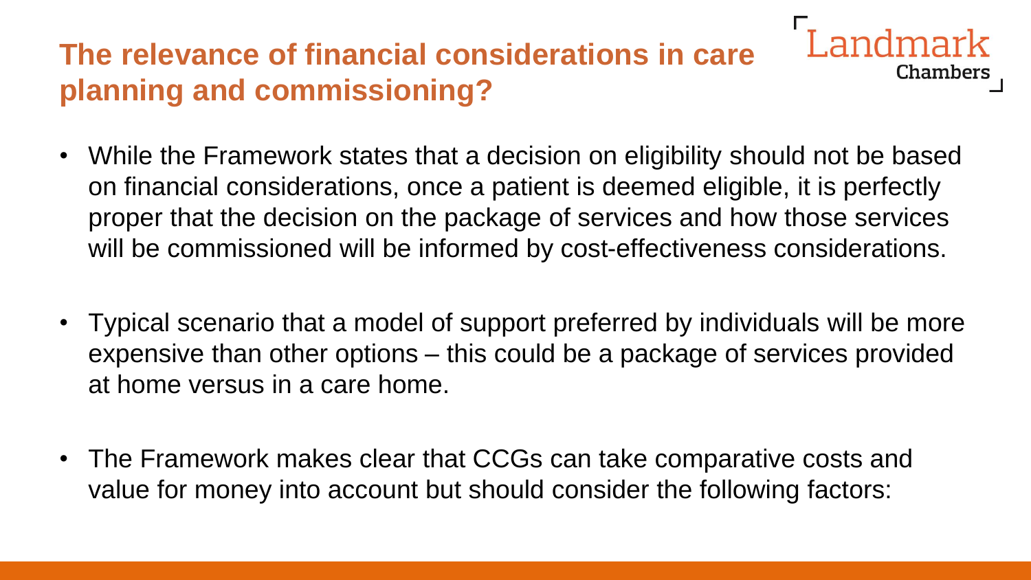## The relevance of financial considerations in care planning and commissioning?

- While the Framework states that a decision on eligibility should not be based on financial considerations, once a patient is deemed eligible, it is perfectly proper that the decision on the package of services and how those services will be commissioned will be informed by cost-effectiveness considerations.

- Typical scenario that a model of support preferred by individuals will be more expensive than other options – this could be a package of services provided at home versus in a care home.

- The Framework makes clear that CCGs can take comparative costs and value for money into account but should consider the following factors: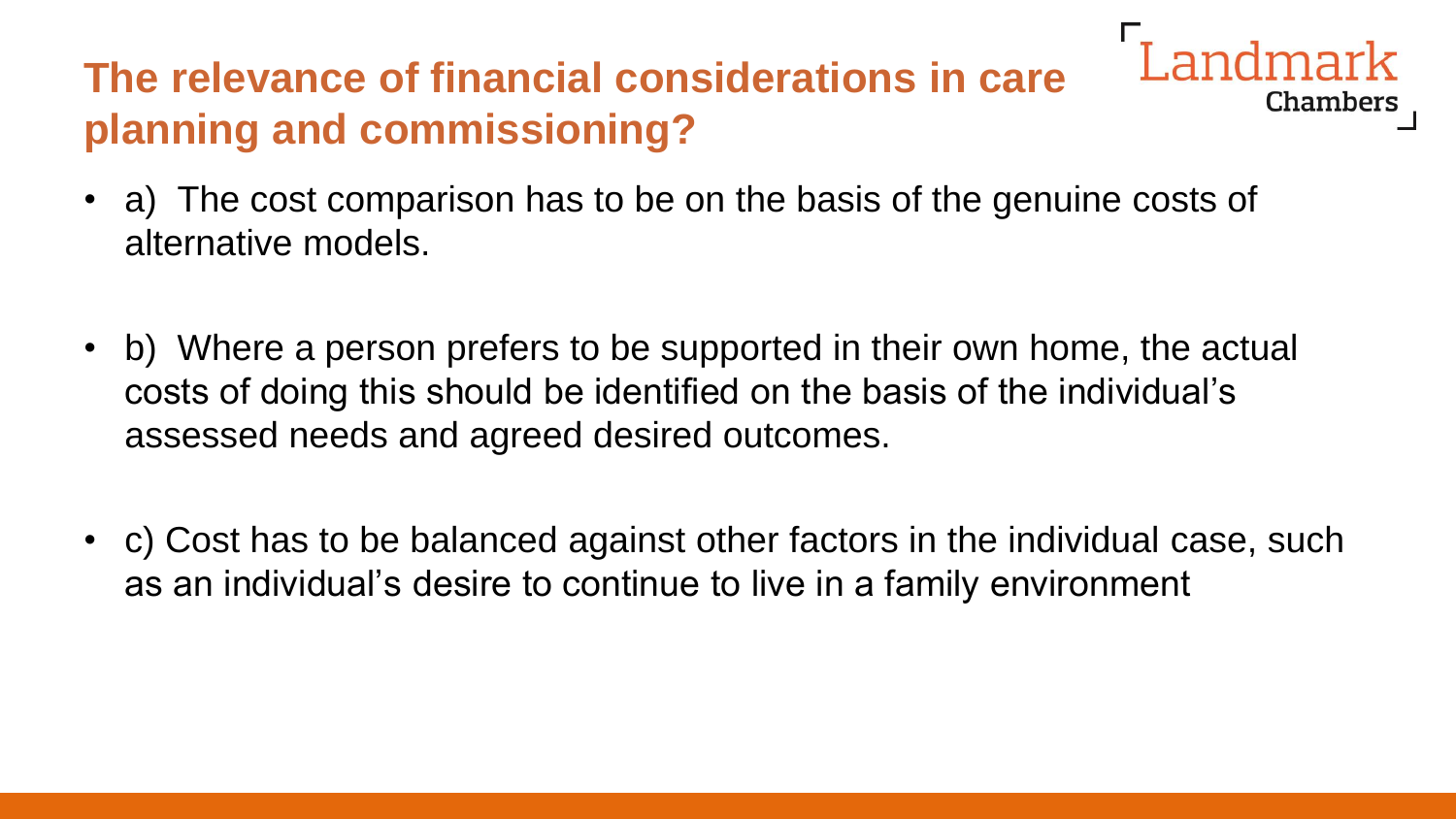## The relevance of financial considerations in care planning and commissioning?

- a) The cost comparison has to be on the basis of the genuine costs of alternative models.

- b) Where a person prefers to be supported in their own home, the actual costs of doing this should be identified on the basis of the individual's assessed needs and agreed desired outcomes.

- c) Cost has to be balanced against other factors in the individual case, such as an individual's desire to continue to live in a family environment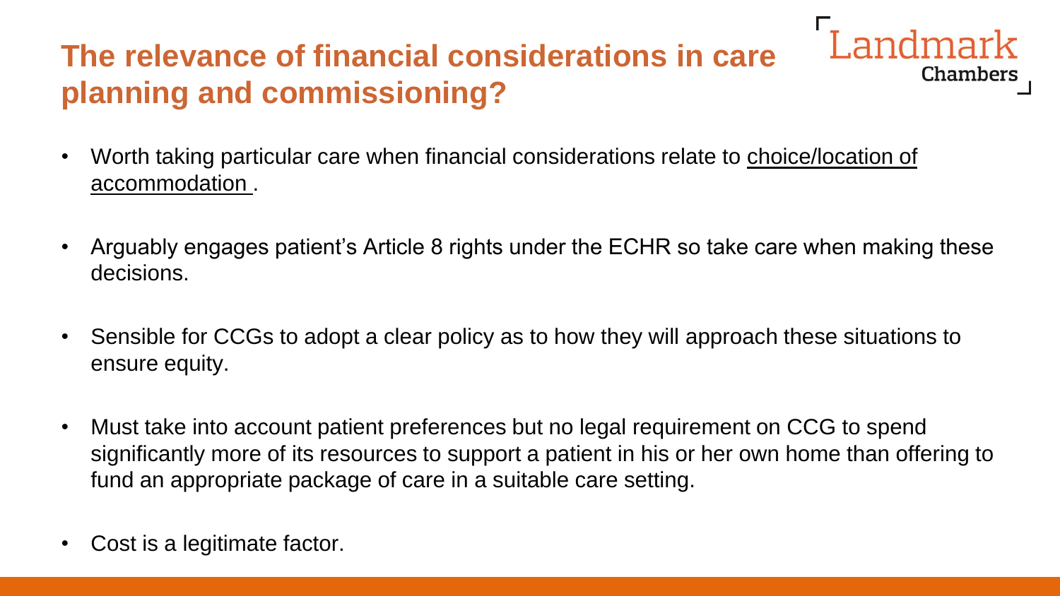# The relevance of financial considerations in care planning and commissioning?

- Worth taking particular care when financial considerations relate to <u>choice/location of accommodation</u> .
- Arguably engages patient's Article 8 rights under the ECHR so take care when making these decisions.
- Sensible for CCGs to adopt a clear policy as to how they will approach these situations to ensure equity.
- Must take into account patient preferences but no legal requirement on CCG to spend significantly more of its resources to support a patient in his or her own home than offering to fund an appropriate package of care in a suitable care setting.
- Cost is a legitimate factor.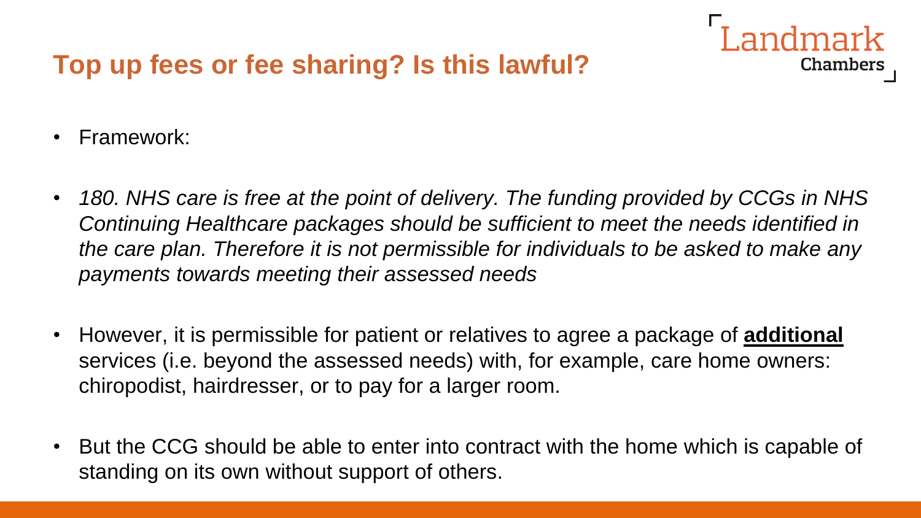## Top up fees or fee sharing? Is this lawful?

- Framework:
- *180. NHS care is free at the point of delivery. The funding provided by CCGs in NHS Continuing Healthcare packages should be sufficient to meet the needs identified in the care plan. Therefore it is not permissible for individuals to be asked to make any payments towards meeting their assessed needs*
- However, it is permissible for patient or relatives to agree a package of **additional** services (i.e. beyond the assessed needs) with, for example, care home owners: chiropodist, hairdresser, or to pay for a larger room.
- But the CCG should be able to enter into contract with the home which is capable of standing on its own without support of others.